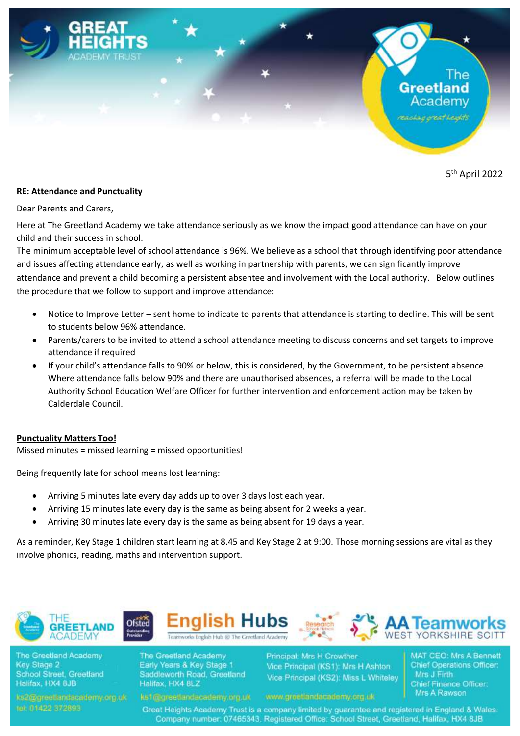5th April 2022

**RE: Attendance and Punctuality**

Dear Parents and Carers,

Here at The Greetland Academy we take attendance seriously as we know the impact good attendance can have on your child and their success in school.

The minimum acceptable level of school attendance is 96%. We believe as a school that through identifying poor attendance and issues affecting attendance early, as well as working in partnership with parents, we can significantly improve attendance and prevent a child becoming a persistent absentee and involvement with the Local authority. Below outlines the procedure that we follow to support and improve attendance:

- Notice to Improve Letter – sent home to indicate to parents that attendance is starting to decline. This will be sent to students below 96% attendance.
- Parents/carers to be invited to attend a school attendance meeting to discuss concerns and set targets to improve attendance if required
- If your child's attendance falls to 90% or below, this is considered, by the Government, to be persistent absence. Where attendance falls below 90% and there are unauthorised absences, a referral will be made to the Local Authority School Education Welfare Officer for further intervention and enforcement action may be taken by Calderdale Council.

**Punctuality Matters Too!**

Missed minutes = missed learning = missed opportunities!

Being frequently late for school means lost learning:

- Arriving 5 minutes late every day adds up to over 3 days lost each year.
- Arriving 15 minutes late every day is the same as being absent for 2 weeks a year.
- Arriving 30 minutes late every day is the same as being absent for 19 days a year.

As a reminder, Key Stage 1 children start learning at 8.45 and Key Stage 2 at 9:00. Those morning sessions are vital as they involve phonics, reading, maths and intervention support.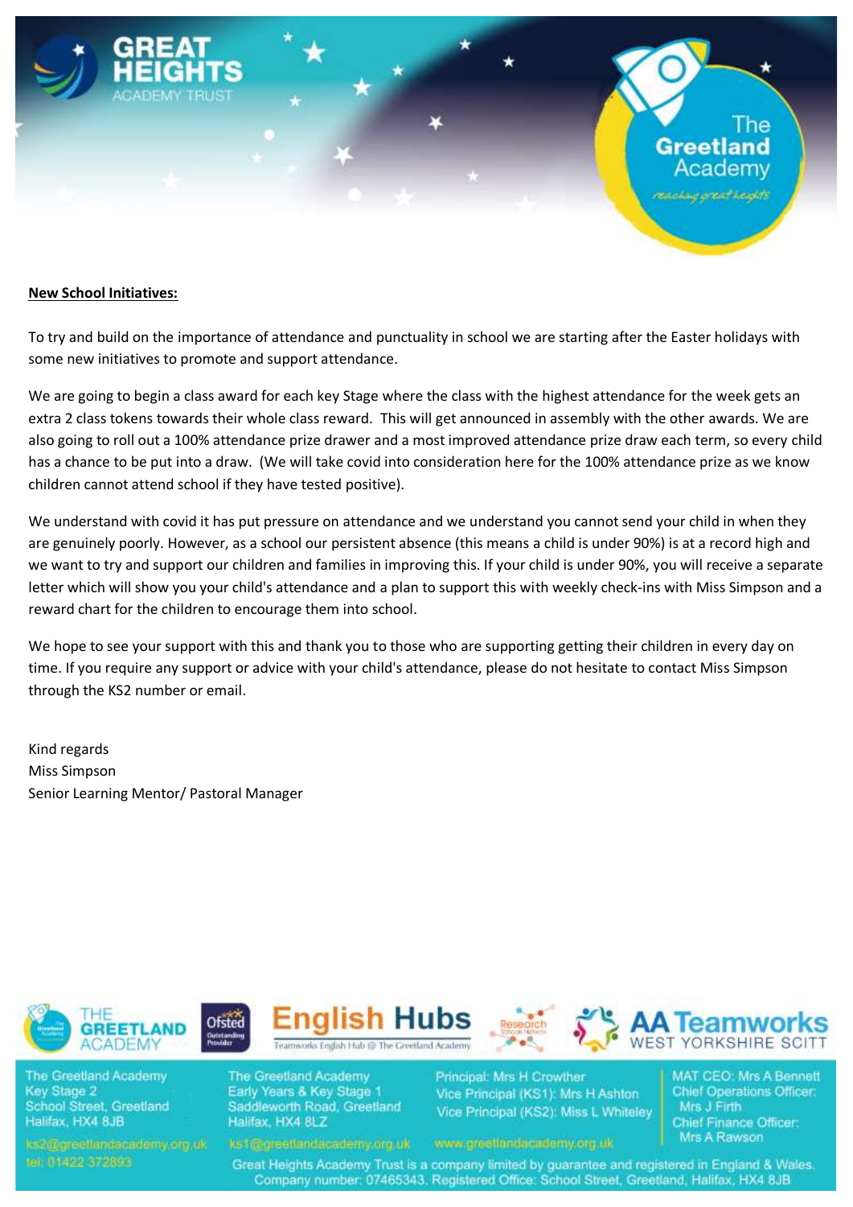**New School Initiatives:**

To try and build on the importance of attendance and punctuality in school we are starting after the Easter holidays with some new initiatives to promote and support attendance.

We are going to begin a class award for each key Stage where the class with the highest attendance for the week gets an extra 2 class tokens towards their whole class reward. This will get announced in assembly with the other awards. We are also going to roll out a 100% attendance prize drawer and a most improved attendance prize draw each term, so every child has a chance to be put into a draw. (We will take covid into consideration here for the 100% attendance prize as we know children cannot attend school if they have tested positive).

We understand with covid it has put pressure on attendance and we understand you cannot send your child in when they are genuinely poorly. However, as a school our persistent absence (this means a child is under 90%) is at a record high and we want to try and support our children and families in improving this. If your child is under 90%, you will receive a separate letter which will show you your child's attendance and a plan to support this with weekly check-ins with Miss Simpson and a reward chart for the children to encourage them into school.

We hope to see your support with this and thank you to those who are supporting getting their children in every day on time. If you require any support or advice with your child's attendance, please do not hesitate to contact Miss Simpson through the KS2 number or email.

Kind regards
Miss Simpson
Senior Learning Mentor/ Pastoral Manager

The Greetland Academy
Key Stage 2
School Street, Greetland
Halifax, HX4 8JB
ks2@greetlandacademy.org.uk
tel: 01422 372893

The Greetland Academy
Early Years & Key Stage 1
Saddleworth Road, Greetland
Halifax, HX4 8LZ
ks1@greetlandacademy.org.uk

Principal: Mrs H Crowther
Vice Principal (KS1): Mrs H Ashton
Vice Principal (KS2): Miss L Whiteley
www.greetlandacademy.org.uk

MAT CEO: Mrs A Bennett
Chief Operations Officer: Mrs J Firth
Chief Finance Officer: Mrs A Rawson

Great Heights Academy Trust is a company limited by guarantee and registered in England & Wales. Company number: 07465343. Registered Office: School Street, Greetland, Halifax, HX4 8JB